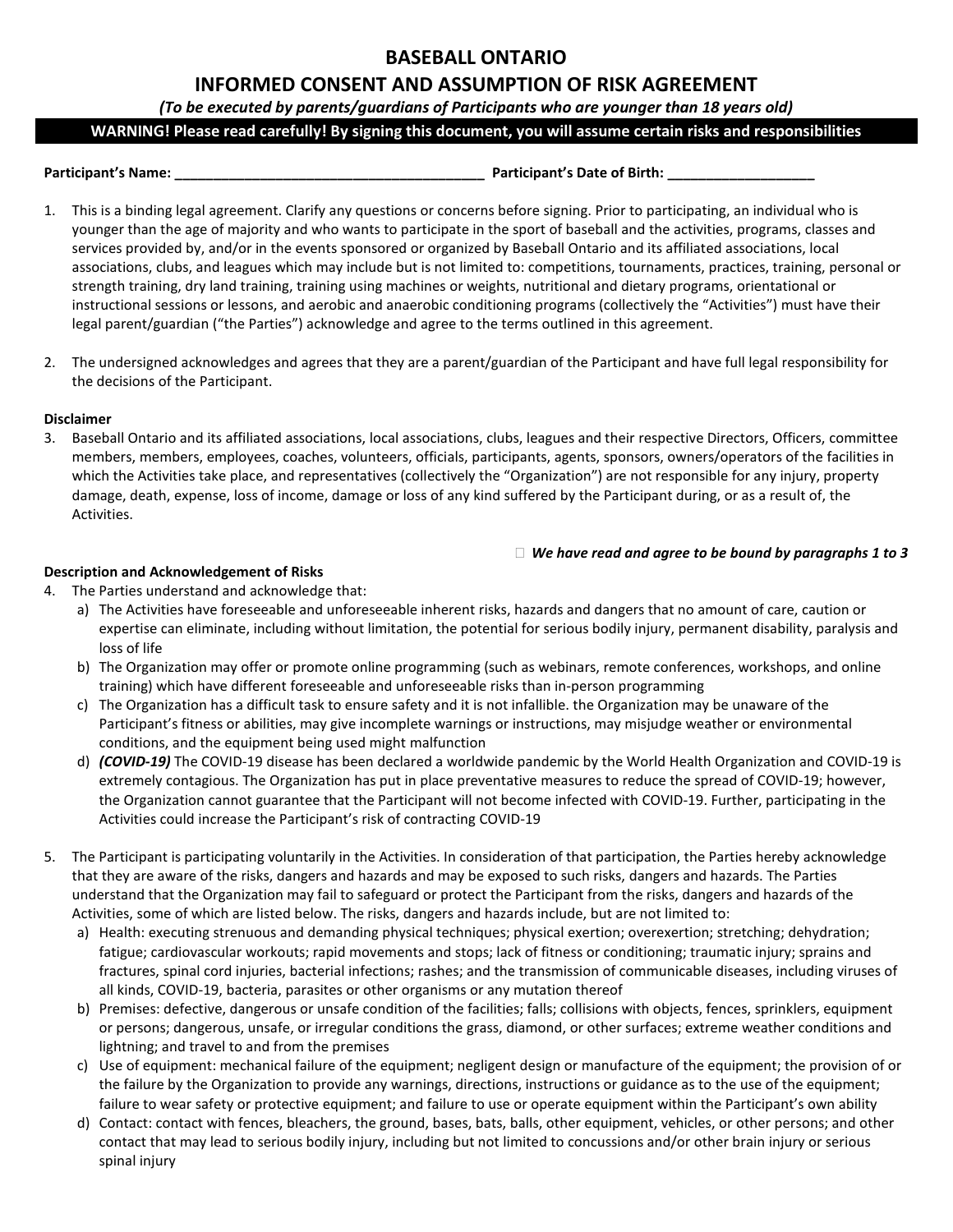# BASEBALL ONTARIO

## INFORMED CONSENT AND ASSUMPTION OF RISK AGREEMENT

*(To be executed by parents/guardians of Participants who are younger than 18 years old)*

**WARNING! Please read carefully! By signing this document, you will assume certain risks and responsibilities**

**Participant's Name: _______________________________________ Participant's Date of Birth: ___________________**

1. This is a binding legal agreement. Clarify any questions or concerns before signing. Prior to participating, an individual who is younger than the age of majority and who wants to participate in the sport of baseball and the activities, programs, classes and services provided by, and/or in the events sponsored or organized by Baseball Ontario and its affiliated associations, local associations, clubs, and leagues which may include but is not limited to: competitions, tournaments, practices, training, personal or strength training, dry land training, training using machines or weights, nutritional and dietary programs, orientational or instructional sessions or lessons, and aerobic and anaerobic conditioning programs (collectively the "Activities") must have their legal parent/guardian ("the Parties") acknowledge and agree to the terms outlined in this agreement.

2. The undersigned acknowledges and agrees that they are a parent/guardian of the Participant and have full legal responsibility for the decisions of the Participant.

**Disclaimer**

3. Baseball Ontario and its affiliated associations, local associations, clubs, leagues and their respective Directors, Officers, committee members, members, employees, coaches, volunteers, officials, participants, agents, sponsors, owners/operators of the facilities in which the Activities take place, and representatives (collectively the "Organization") are not responsible for any injury, property damage, death, expense, loss of income, damage or loss of any kind suffered by the Participant during, or as a result of, the Activities.

☐ ***We have read and agree to be bound by paragraphs 1 to 3***

**Description and Acknowledgement of Risks**

4. The Parties understand and acknowledge that:
   a) The Activities have foreseeable and unforeseeable inherent risks, hazards and dangers that no amount of care, caution or expertise can eliminate, including without limitation, the potential for serious bodily injury, permanent disability, paralysis and loss of life
   b) The Organization may offer or promote online programming (such as webinars, remote conferences, workshops, and online training) which have different foreseeable and unforeseeable risks than in-person programming
   c) The Organization has a difficult task to ensure safety and it is not infallible. the Organization may be unaware of the Participant's fitness or abilities, may give incomplete warnings or instructions, may misjudge weather or environmental conditions, and the equipment being used might malfunction
   d) ***(COVID-19)*** The COVID-19 disease has been declared a worldwide pandemic by the World Health Organization and COVID-19 is extremely contagious. The Organization has put in place preventative measures to reduce the spread of COVID-19; however, the Organization cannot guarantee that the Participant will not become infected with COVID-19. Further, participating in the Activities could increase the Participant's risk of contracting COVID-19

5. The Participant is participating voluntarily in the Activities. In consideration of that participation, the Parties hereby acknowledge that they are aware of the risks, dangers and hazards and may be exposed to such risks, dangers and hazards. The Parties understand that the Organization may fail to safeguard or protect the Participant from the risks, dangers and hazards of the Activities, some of which are listed below. The risks, dangers and hazards include, but are not limited to:
   a) Health: executing strenuous and demanding physical techniques; physical exertion; overexertion; stretching; dehydration; fatigue; cardiovascular workouts; rapid movements and stops; lack of fitness or conditioning; traumatic injury; sprains and fractures, spinal cord injuries, bacterial infections; rashes; and the transmission of communicable diseases, including viruses of all kinds, COVID-19, bacteria, parasites or other organisms or any mutation thereof
   b) Premises: defective, dangerous or unsafe condition of the facilities; falls; collisions with objects, fences, sprinklers, equipment or persons; dangerous, unsafe, or irregular conditions the grass, diamond, or other surfaces; extreme weather conditions and lightning; and travel to and from the premises
   c) Use of equipment: mechanical failure of the equipment; negligent design or manufacture of the equipment; the provision of or the failure by the Organization to provide any warnings, directions, instructions or guidance as to the use of the equipment; failure to wear safety or protective equipment; and failure to use or operate equipment within the Participant's own ability
   d) Contact: contact with fences, bleachers, the ground, bases, bats, balls, other equipment, vehicles, or other persons; and other contact that may lead to serious bodily injury, including but not limited to concussions and/or other brain injury or serious spinal injury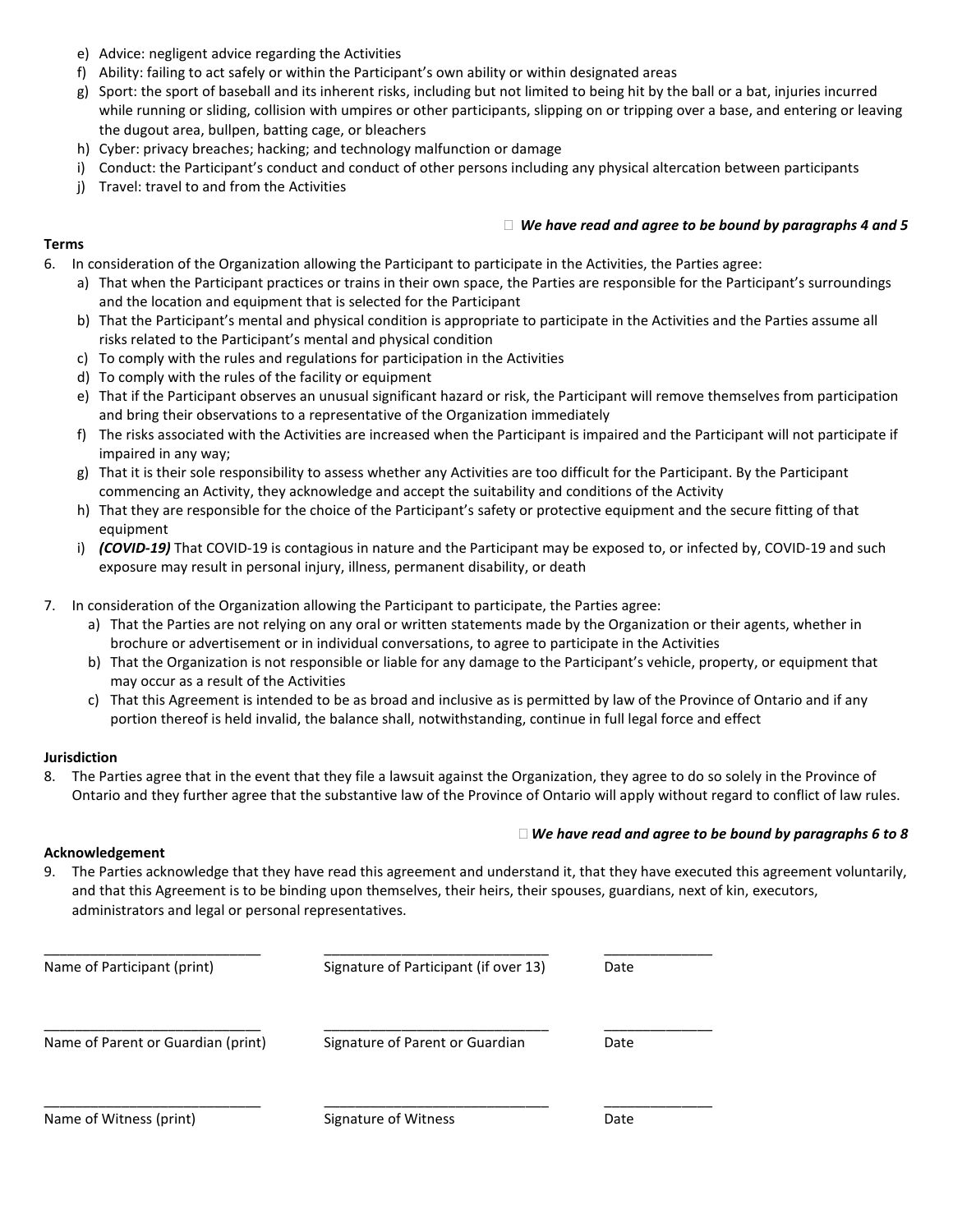e) Advice: negligent advice regarding the Activities
f) Ability: failing to act safely or within the Participant's own ability or within designated areas
g) Sport: the sport of baseball and its inherent risks, including but not limited to being hit by the ball or a bat, injuries incurred while running or sliding, collision with umpires or other participants, slipping on or tripping over a base, and entering or leaving the dugout area, bullpen, batting cage, or bleachers
h) Cyber: privacy breaches; hacking; and technology malfunction or damage
i) Conduct: the Participant's conduct and conduct of other persons including any physical altercation between participants
j) Travel: travel to and from the Activities

☐ ***We have read and agree to be bound by paragraphs 4 and 5***

**Terms**

6. In consideration of the Organization allowing the Participant to participate in the Activities, the Parties agree:
   a) That when the Participant practices or trains in their own space, the Parties are responsible for the Participant's surroundings and the location and equipment that is selected for the Participant
   b) That the Participant's mental and physical condition is appropriate to participate in the Activities and the Parties assume all risks related to the Participant's mental and physical condition
   c) To comply with the rules and regulations for participation in the Activities
   d) To comply with the rules of the facility or equipment
   e) That if the Participant observes an unusual significant hazard or risk, the Participant will remove themselves from participation and bring their observations to a representative of the Organization immediately
   f) The risks associated with the Activities are increased when the Participant is impaired and the Participant will not participate if impaired in any way;
   g) That it is their sole responsibility to assess whether any Activities are too difficult for the Participant. By the Participant commencing an Activity, they acknowledge and accept the suitability and conditions of the Activity
   h) That they are responsible for the choice of the Participant's safety or protective equipment and the secure fitting of that equipment
   i) ***(COVID-19)*** That COVID-19 is contagious in nature and the Participant may be exposed to, or infected by, COVID-19 and such exposure may result in personal injury, illness, permanent disability, or death

7. In consideration of the Organization allowing the Participant to participate, the Parties agree:
   a) That the Parties are not relying on any oral or written statements made by the Organization or their agents, whether in brochure or advertisement or in individual conversations, to agree to participate in the Activities
   b) That the Organization is not responsible or liable for any damage to the Participant's vehicle, property, or equipment that may occur as a result of the Activities
   c) That this Agreement is intended to be as broad and inclusive as is permitted by law of the Province of Ontario and if any portion thereof is held invalid, the balance shall, notwithstanding, continue in full legal force and effect

**Jurisdiction**

8. The Parties agree that in the event that they file a lawsuit against the Organization, they agree to do so solely in the Province of Ontario and they further agree that the substantive law of the Province of Ontario will apply without regard to conflict of law rules.

☐ ***We have read and agree to be bound by paragraphs 6 to 8***

**Acknowledgement**

9. The Parties acknowledge that they have read this agreement and understand it, that they have executed this agreement voluntarily, and that this Agreement is to be binding upon themselves, their heirs, their spouses, guardians, next of kin, executors, administrators and legal or personal representatives.

| | | |
|---|---|---|
| ____________________________ | ______________________________ | ______________ |
| Name of Participant (print) | Signature of Participant (if over 13) | Date |
| ____________________________ | ______________________________ | ______________ |
| Name of Parent or Guardian (print) | Signature of Parent or Guardian | Date |
| ____________________________ | ______________________________ | ______________ |
| Name of Witness (print) | Signature of Witness | Date |